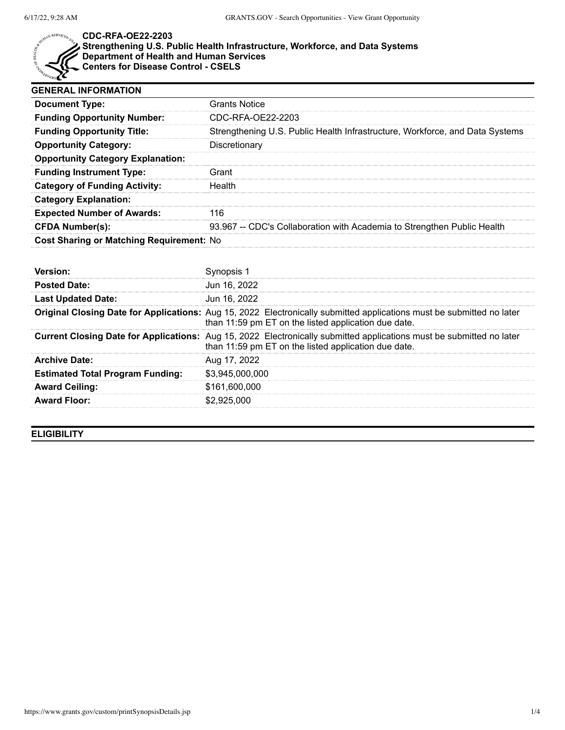**CDC-RFA-OE22-2203**
**Strengthening U.S. Public Health Infrastructure, Workforce, and Data Systems**
**Department of Health and Human Services**
**Centers for Disease Control - CSELS**

## GENERAL INFORMATION

| | |
|---|---|
| **Document Type:** | Grants Notice |
| **Funding Opportunity Number:** | CDC-RFA-OE22-2203 |
| **Funding Opportunity Title:** | Strengthening U.S. Public Health Infrastructure, Workforce, and Data Systems |
| **Opportunity Category:** | Discretionary |
| **Opportunity Category Explanation:** | |
| **Funding Instrument Type:** | Grant |
| **Category of Funding Activity:** | Health |
| **Category Explanation:** | |
| **Expected Number of Awards:** | 116 |
| **CFDA Number(s):** | 93.967 -- CDC's Collaboration with Academia to Strengthen Public Health |
| **Cost Sharing or Matching Requirement:** | No |

| | |
|---|---|
| **Version:** | Synopsis 1 |
| **Posted Date:** | Jun 16, 2022 |
| **Last Updated Date:** | Jun 16, 2022 |
| **Original Closing Date for Applications:** | Aug 15, 2022 Electronically submitted applications must be submitted no later than 11:59 pm ET on the listed application due date. |
| **Current Closing Date for Applications:** | Aug 15, 2022 Electronically submitted applications must be submitted no later than 11:59 pm ET on the listed application due date. |
| **Archive Date:** | Aug 17, 2022 |
| **Estimated Total Program Funding:** | $3,945,000,000 |
| **Award Ceiling:** | $161,600,000 |
| **Award Floor:** | $2,925,000 |

## ELIGIBILITY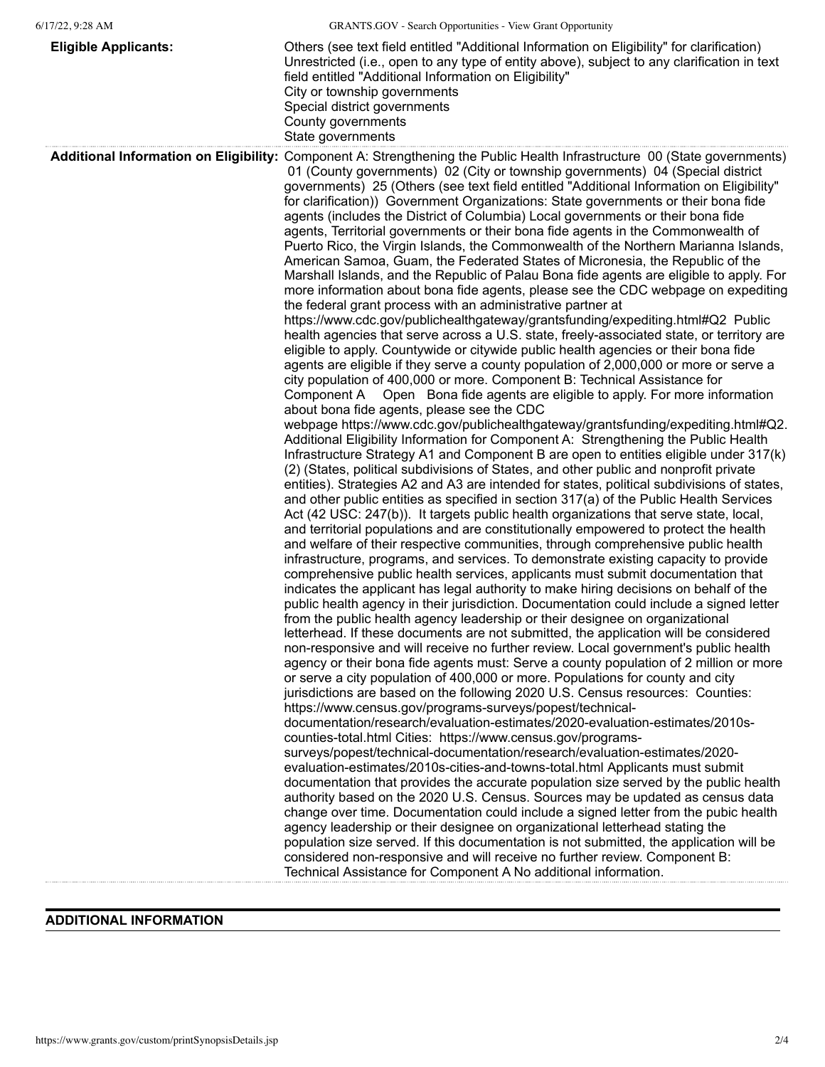| | |
|---|---|
| **Eligible Applicants:** | Others (see text field entitled "Additional Information on Eligibility" for clarification)<br>Unrestricted (i.e., open to any type of entity above), subject to any clarification in text field entitled "Additional Information on Eligibility"<br>City or township governments<br>Special district governments<br>County governments<br>State governments |
| **Additional Information on Eligibility:** | Component A: Strengthening the Public Health Infrastructure 00 (State governments) 01 (County governments) 02 (City or township governments) 04 (Special district governments) 25 (Others (see text field entitled "Additional Information on Eligibility" for clarification)) Government Organizations: State governments or their bona fide agents (includes the District of Columbia) Local governments or their bona fide agents, Territorial governments or their bona fide agents in the Commonwealth of Puerto Rico, the Virgin Islands, the Commonwealth of the Northern Marianna Islands, American Samoa, Guam, the Federated States of Micronesia, the Republic of the Marshall Islands, and the Republic of Palau Bona fide agents are eligible to apply. For more information about bona fide agents, please see the CDC webpage on expediting the federal grant process with an administrative partner at https://www.cdc.gov/publichealthgateway/grantsfunding/expediting.html#Q2 Public health agencies that serve across a U.S. state, freely-associated state, or territory are eligible to apply. Countywide or citywide public health agencies or their bona fide agents are eligible if they serve a county population of 2,000,000 or more or serve a city population of 400,000 or more. Component B: Technical Assistance for Component A Open Bona fide agents are eligible to apply. For more information about bona fide agents, please see the CDC webpage https://www.cdc.gov/publichealthgateway/grantsfunding/expediting.html#Q2. Additional Eligibility Information for Component A: Strengthening the Public Health Infrastructure Strategy A1 and Component B are open to entities eligible under 317(k)(2) (States, political subdivisions of States, and other public and nonprofit private entities). Strategies A2 and A3 are intended for states, political subdivisions of states, and other public entities as specified in section 317(a) of the Public Health Services Act (42 USC: 247(b)). It targets public health organizations that serve state, local, and territorial populations and are constitutionally empowered to protect the health and welfare of their respective communities, through comprehensive public health infrastructure, programs, and services. To demonstrate existing capacity to provide comprehensive public health services, applicants must submit documentation that indicates the applicant has legal authority to make hiring decisions on behalf of the public health agency in their jurisdiction. Documentation could include a signed letter from the public health agency leadership or their designee on organizational letterhead. If these documents are not submitted, the application will be considered non-responsive and will receive no further review. Local government's public health agency or their bona fide agents must: Serve a county population of 2 million or more or serve a city population of 400,000 or more. Populations for county and city jurisdictions are based on the following 2020 U.S. Census resources: Counties: https://www.census.gov/programs-surveys/popest/technical-documentation/research/evaluation-estimates/2020-evaluation-estimates/2010s-counties-total.html Cities: https://www.census.gov/programs-surveys/popest/technical-documentation/research/evaluation-estimates/2020-evaluation-estimates/2010s-cities-and-towns-total.html Applicants must submit documentation that provides the accurate population size served by the public health authority based on the 2020 U.S. Census. Sources may be updated as census data change over time. Documentation could include a signed letter from the pubic health agency leadership or their designee on organizational letterhead stating the population size served. If this documentation is not submitted, the application will be considered non-responsive and will receive no further review. Component B: Technical Assistance for Component A No additional information. |

## ADDITIONAL INFORMATION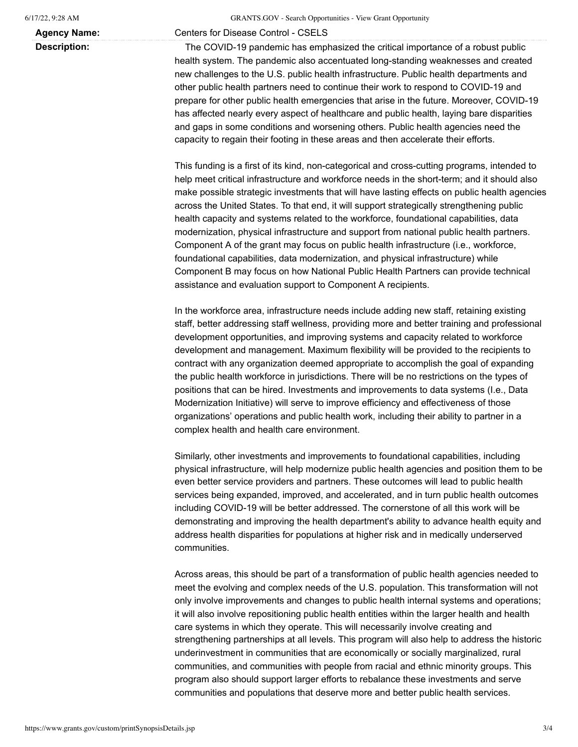| | |
|---|---|
| **Agency Name:** | Centers for Disease Control - CSELS |
| **Description:** | The COVID-19 pandemic has emphasized the critical importance of a robust public health system. The pandemic also accentuated long-standing weaknesses and created new challenges to the U.S. public health infrastructure. Public health departments and other public health partners need to continue their work to respond to COVID-19 and prepare for other public health emergencies that arise in the future. Moreover, COVID-19 has affected nearly every aspect of healthcare and public health, laying bare disparities and gaps in some conditions and worsening others. Public health agencies need the capacity to regain their footing in these areas and then accelerate their efforts. |

This funding is a first of its kind, non-categorical and cross-cutting programs, intended to help meet critical infrastructure and workforce needs in the short-term; and it should also make possible strategic investments that will have lasting effects on public health agencies across the United States. To that end, it will support strategically strengthening public health capacity and systems related to the workforce, foundational capabilities, data modernization, physical infrastructure and support from national public health partners. Component A of the grant may focus on public health infrastructure (i.e., workforce, foundational capabilities, data modernization, and physical infrastructure) while Component B may focus on how National Public Health Partners can provide technical assistance and evaluation support to Component A recipients.

In the workforce area, infrastructure needs include adding new staff, retaining existing staff, better addressing staff wellness, providing more and better training and professional development opportunities, and improving systems and capacity related to workforce development and management. Maximum flexibility will be provided to the recipients to contract with any organization deemed appropriate to accomplish the goal of expanding the public health workforce in jurisdictions. There will be no restrictions on the types of positions that can be hired. Investments and improvements to data systems (I.e., Data Modernization Initiative) will serve to improve efficiency and effectiveness of those organizations' operations and public health work, including their ability to partner in a complex health and health care environment.

Similarly, other investments and improvements to foundational capabilities, including physical infrastructure, will help modernize public health agencies and position them to be even better service providers and partners. These outcomes will lead to public health services being expanded, improved, and accelerated, and in turn public health outcomes including COVID-19 will be better addressed. The cornerstone of all this work will be demonstrating and improving the health department's ability to advance health equity and address health disparities for populations at higher risk and in medically underserved communities.

Across areas, this should be part of a transformation of public health agencies needed to meet the evolving and complex needs of the U.S. population. This transformation will not only involve improvements and changes to public health internal systems and operations; it will also involve repositioning public health entities within the larger health and health care systems in which they operate. This will necessarily involve creating and strengthening partnerships at all levels. This program will also help to address the historic underinvestment in communities that are economically or socially marginalized, rural communities, and communities with people from racial and ethnic minority groups. This program also should support larger efforts to rebalance these investments and serve communities and populations that deserve more and better public health services.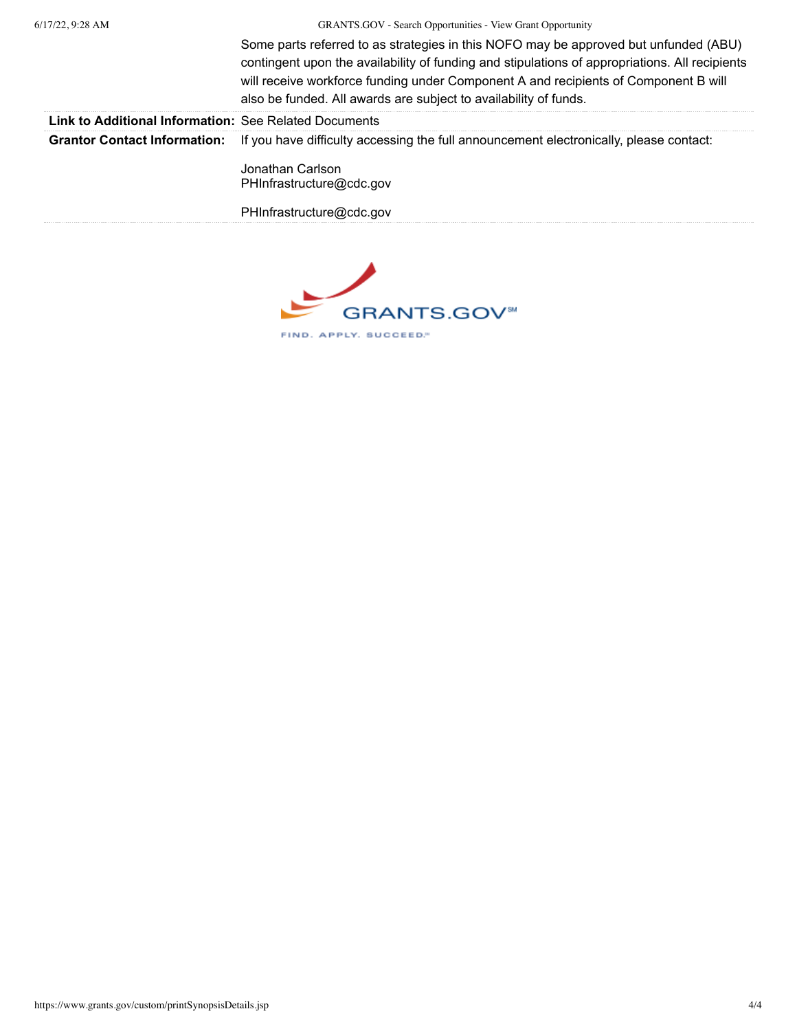Some parts referred to as strategies in this NOFO may be approved but unfunded (ABU) contingent upon the availability of funding and stipulations of appropriations. All recipients will receive workforce funding under Component A and recipients of Component B will also be funded. All awards are subject to availability of funds.

| | |
|---|---|
| **Link to Additional Information:** | See Related Documents |
| **Grantor Contact Information:** | If you have difficulty accessing the full announcement electronically, please contact:<br><br>Jonathan Carlson<br>PHInfrastructure@cdc.gov<br><br>PHInfrastructure@cdc.gov |

GRANTS.GOV[SM]

FIND. APPLY. SUCCEED.